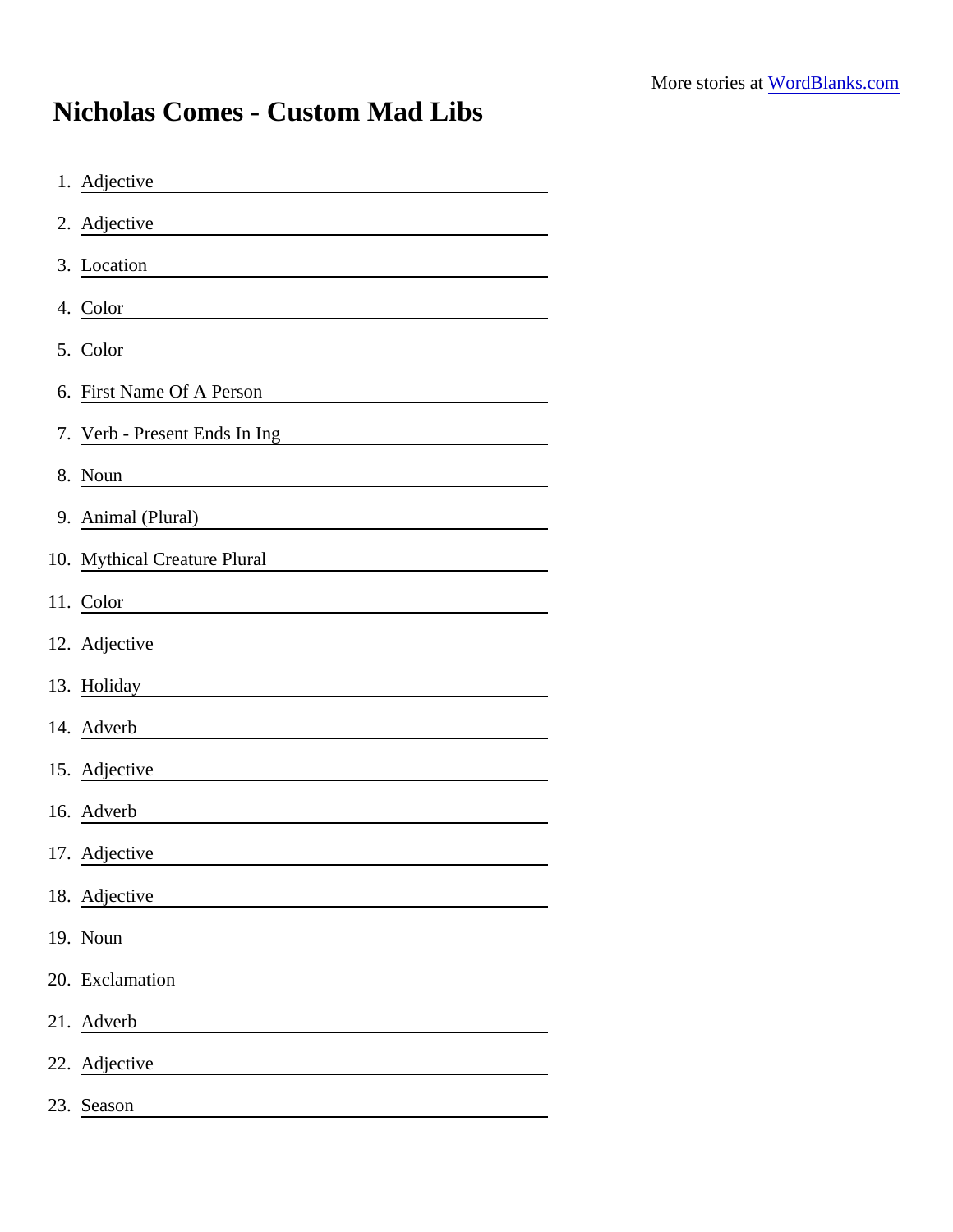More stories at [WordBlanks.com](https://www.wordblanks.com)

# Nicholas Comes - Custom Mad Libs

1. Adjective ______________________
2. Adjective ______________________
3. Location ______________________
4. Color ______________________
5. Color ______________________
6. First Name Of A Person ______________________
7. Verb - Present Ends In Ing ______________________
8. Noun ______________________
9. Animal (Plural) ______________________
10. Mythical Creature Plural ______________________
11. Color ______________________
12. Adjective ______________________
13. Holiday ______________________
14. Adverb ______________________
15. Adjective ______________________
16. Adverb ______________________
17. Adjective ______________________
18. Adjective ______________________
19. Noun ______________________
20. Exclamation ______________________
21. Adverb ______________________
22. Adjective ______________________
23. Season ______________________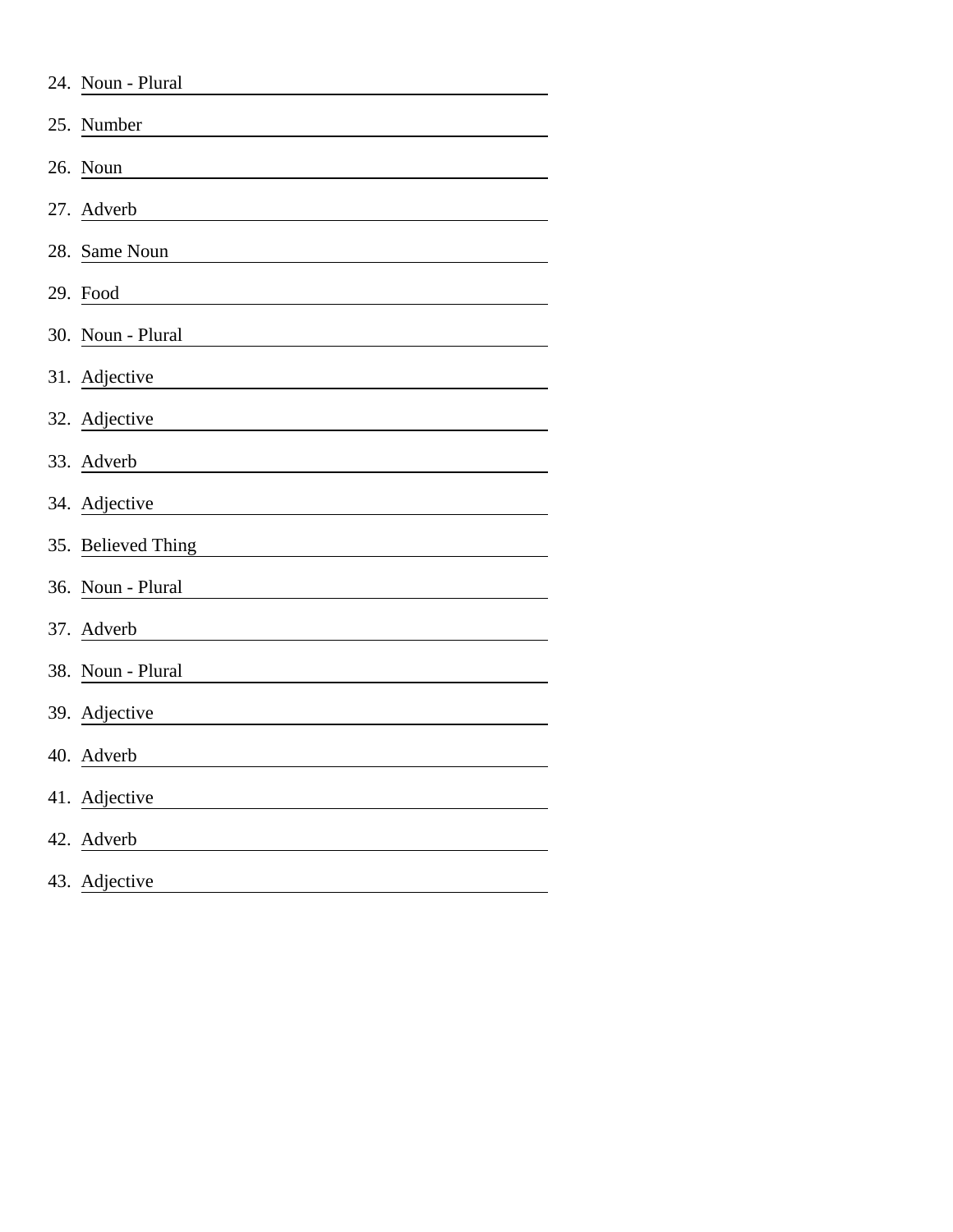24. Noun - Plural ______________________

25. Number ______________________

26. Noun ______________________

27. Adverb ______________________

28. Same Noun ______________________

29. Food ______________________

30. Noun - Plural ______________________

31. Adjective ______________________

32. Adjective ______________________

33. Adverb ______________________

34. Adjective ______________________

35. Believed Thing ______________________

36. Noun - Plural ______________________

37. Adverb ______________________

38. Noun - Plural ______________________

39. Adjective ______________________

40. Adverb ______________________

41. Adjective ______________________

42. Adverb ______________________

43. Adjective ______________________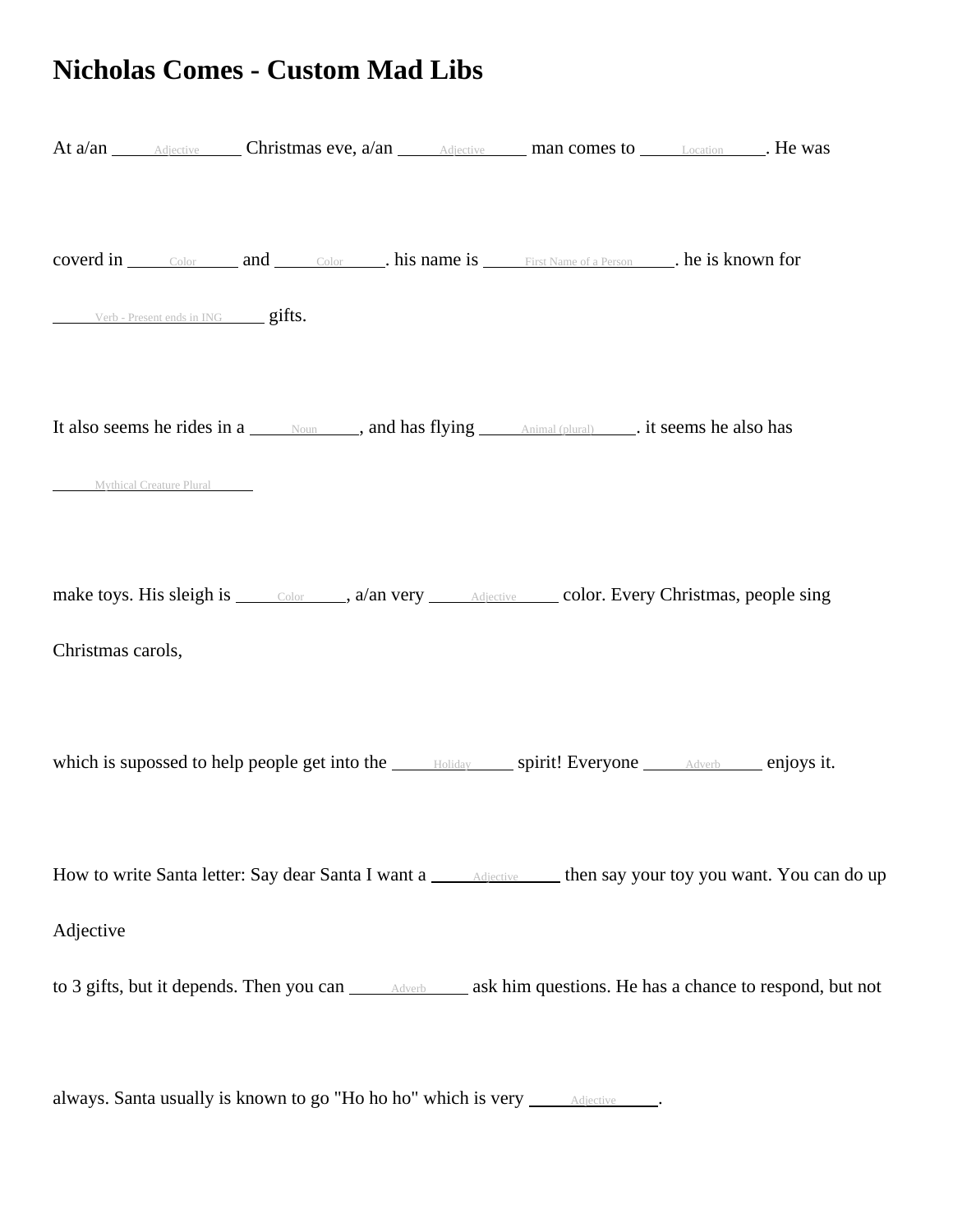# Nicholas Comes - Custom Mad Libs

At a/an ______Adjective______ Christmas eve, a/an ______Adjective______ man comes to ______Location______. He was

coverd in ______Color______ and ______Color______. his name is ______First Name of a Person______. he is known for

______Verb - Present ends in ING______ gifts.

It also seems he rides in a ______Noun______, and has flying ______Animal (plural)______. it seems he also has

______Mythical Creature Plural______

make toys. His sleigh is ______Color______, a/an very ______Adjective______ color. Every Christmas, people sing

Christmas carols,

which is supossed to help people get into the ______Holiday______ spirit! Everyone ______Adverb______ enjoys it.

How to write Santa letter: Say dear Santa I want a ______Adjective______ then say your toy you want. You can do up

Adjective

to 3 gifts, but it depends. Then you can ______Adverb______ ask him questions. He has a chance to respond, but not

always. Santa usually is known to go "Ho ho ho" which is very ______Adjective______.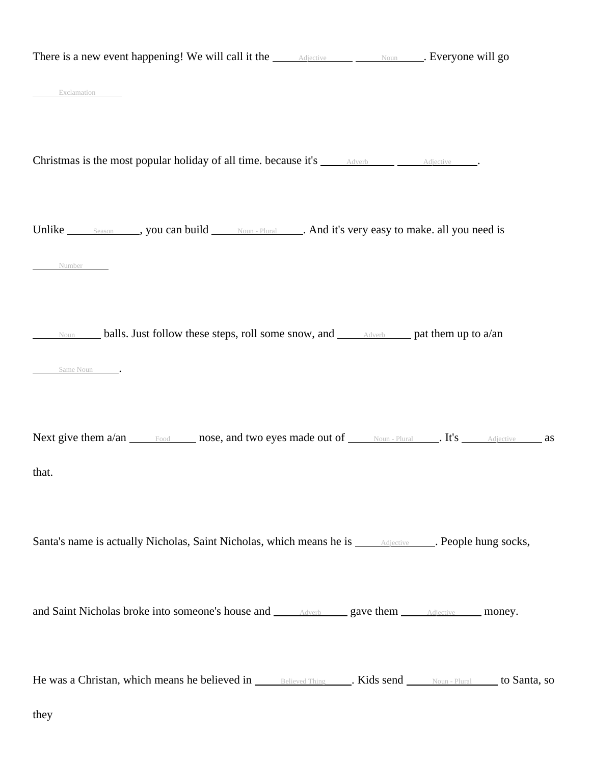There is a new event happening! We will call it the \_\_\_\_Adjective\_\_\_\_ \_\_\_\_Noun\_\_\_\_. Everyone will go

\_\_\_\_Exclamation\_\_\_\_

Christmas is the most popular holiday of all time. because it's \_\_\_\_Adverb\_\_\_\_ \_\_\_\_Adjective\_\_\_\_.

Unlike \_\_\_\_Season\_\_\_\_, you can build \_\_\_\_Noun - Plural\_\_\_\_. And it's very easy to make. all you need is

\_\_\_\_Number\_\_\_\_

\_\_\_\_Noun\_\_\_\_ balls. Just follow these steps, roll some snow, and \_\_\_\_Adverb\_\_\_\_ pat them up to a/an

\_\_\_\_Same Noun\_\_\_\_.

Next give them a/an \_\_\_\_Food\_\_\_\_ nose, and two eyes made out of \_\_\_\_Noun - Plural\_\_\_\_. It's \_\_\_\_Adjective\_\_\_\_ as

that.

Santa's name is actually Nicholas, Saint Nicholas, which means he is \_\_\_\_Adjective\_\_\_\_. People hung socks,

and Saint Nicholas broke into someone's house and \_\_\_\_Adverb\_\_\_\_ gave them \_\_\_\_Adjective\_\_\_\_ money.

He was a Christan, which means he believed in \_\_\_\_Believed Thing\_\_\_\_. Kids send \_\_\_\_Noun - Plural\_\_\_\_ to Santa, so

they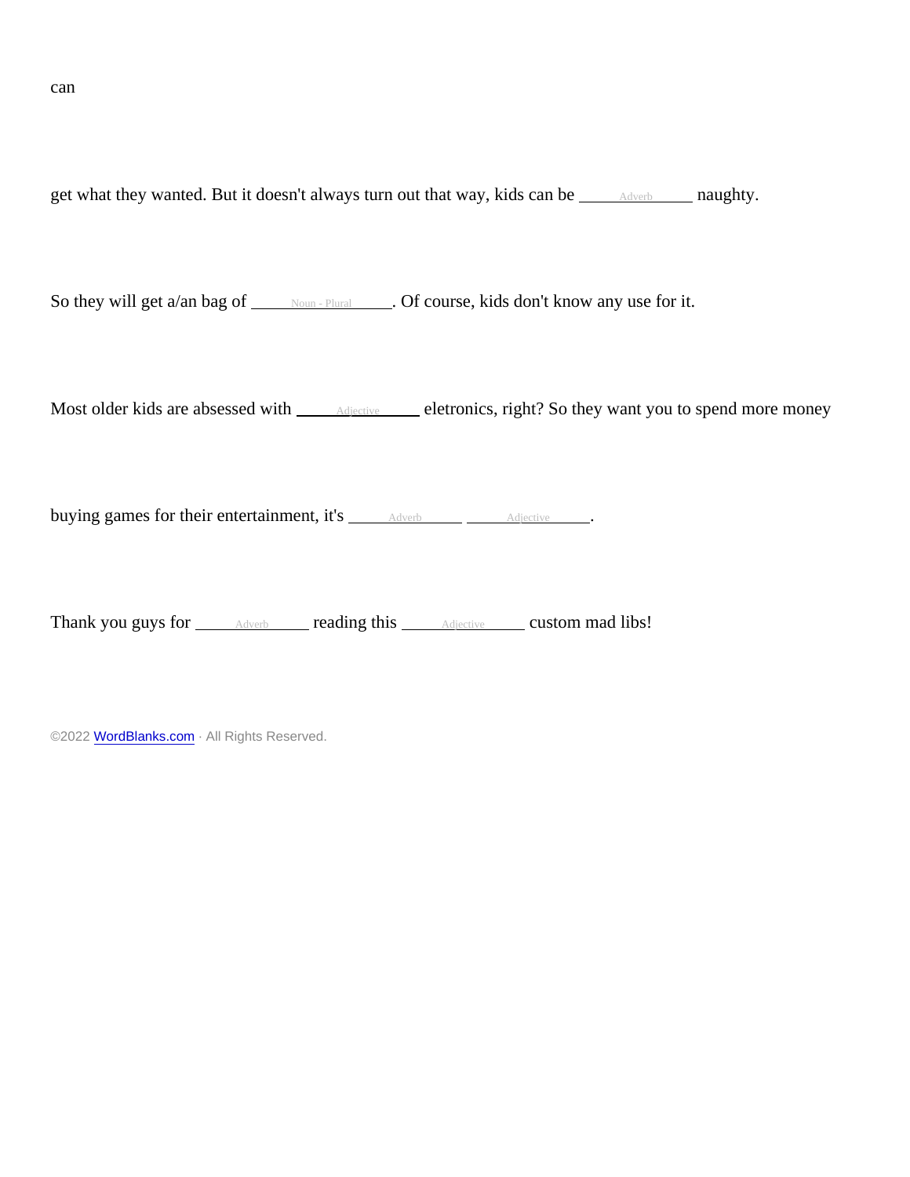can

get what they wanted. But it doesn't always turn out that way, kids can be _____Adverb_____ naughty.

So they will get a/an bag of _____Noun - Plural_____. Of course, kids don't know any use for it.

Most older kids are absessed with _____Adjective_____ eletronics, right? So they want you to spend more money

buying games for their entertainment, it's _____Adverb_____ _____Adjective_____.

Thank you guys for _____Adverb_____ reading this _____Adjective_____ custom mad libs!

©2022 WordBlanks.com · All Rights Reserved.